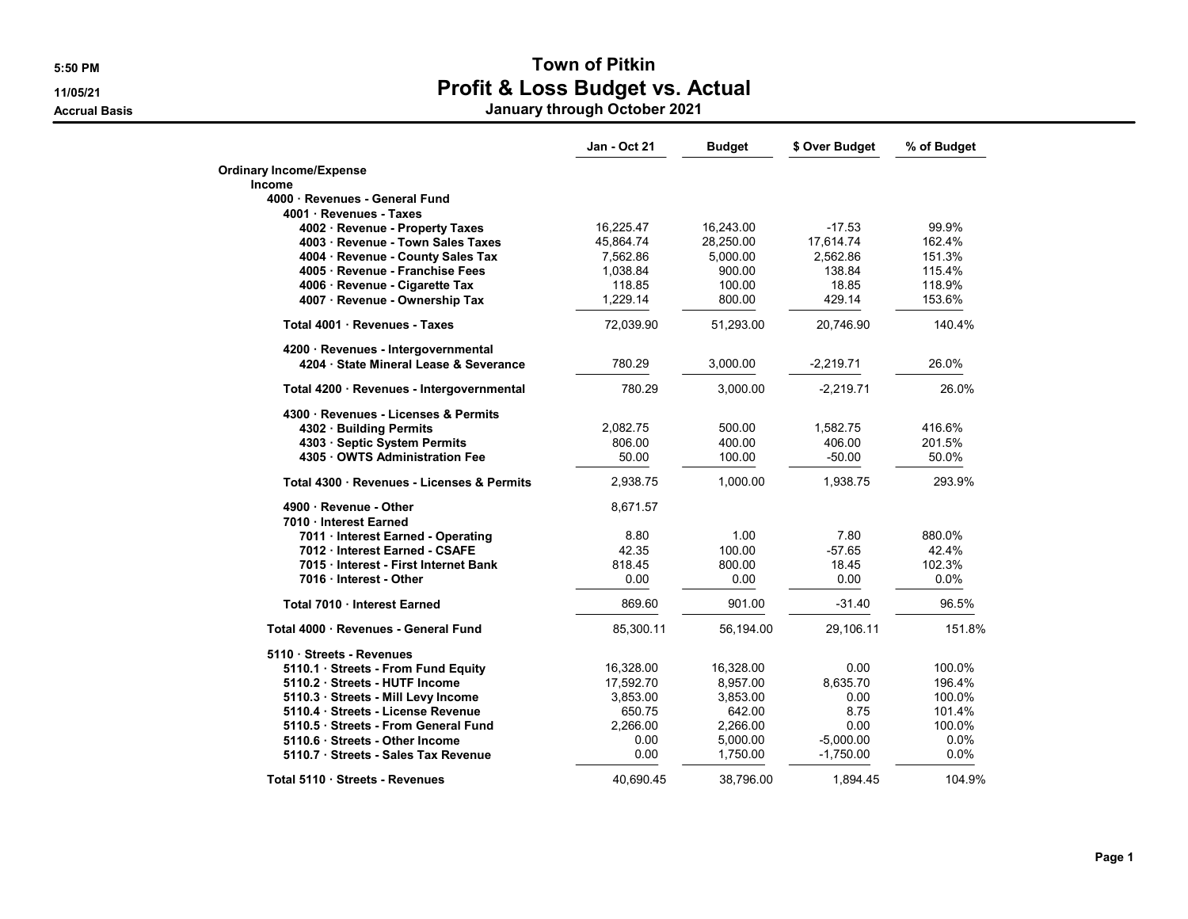# Town of Pitkin

## Profit & Loss Budget vs. Actual

### January through October 2021

5:50 PM
11/05/21
Accrual Basis

| | Jan - Oct 21 | Budget | $ Over Budget | % of Budget |
|---|---|---|---|---|
| **Ordinary Income/Expense** | | | | |
| **Income** | | | | |
| **4000 · Revenues - General Fund** | | | | |
| **4001 · Revenues - Taxes** | | | | |
| **4002 · Revenue - Property Taxes** | 16,225.47 | 16,243.00 | -17.53 | 99.9% |
| **4003 · Revenue - Town Sales Taxes** | 45,864.74 | 28,250.00 | 17,614.74 | 162.4% |
| **4004 · Revenue - County Sales Tax** | 7,562.86 | 5,000.00 | 2,562.86 | 151.3% |
| **4005 · Revenue - Franchise Fees** | 1,038.84 | 900.00 | 138.84 | 115.4% |
| **4006 · Revenue - Cigarette Tax** | 118.85 | 100.00 | 18.85 | 118.9% |
| **4007 · Revenue - Ownership Tax** | 1,229.14 | 800.00 | 429.14 | 153.6% |
| **Total 4001 · Revenues - Taxes** | 72,039.90 | 51,293.00 | 20,746.90 | 140.4% |
| **4200 · Revenues - Intergovernmental** | | | | |
| **4204 · State Mineral Lease & Severance** | 780.29 | 3,000.00 | -2,219.71 | 26.0% |
| **Total 4200 · Revenues - Intergovernmental** | 780.29 | 3,000.00 | -2,219.71 | 26.0% |
| **4300 · Revenues - Licenses & Permits** | | | | |
| **4302 · Building Permits** | 2,082.75 | 500.00 | 1,582.75 | 416.6% |
| **4303 · Septic System Permits** | 806.00 | 400.00 | 406.00 | 201.5% |
| **4305 · OWTS Administration Fee** | 50.00 | 100.00 | -50.00 | 50.0% |
| **Total 4300 · Revenues - Licenses & Permits** | 2,938.75 | 1,000.00 | 1,938.75 | 293.9% |
| **4900 · Revenue - Other** | 8,671.57 | | | |
| **7010 · Interest Earned** | | | | |
| **7011 · Interest Earned - Operating** | 8.80 | 1.00 | 7.80 | 880.0% |
| **7012 · Interest Earned - CSAFE** | 42.35 | 100.00 | -57.65 | 42.4% |
| **7015 · Interest - First Internet Bank** | 818.45 | 800.00 | 18.45 | 102.3% |
| **7016 · Interest - Other** | 0.00 | 0.00 | 0.00 | 0.0% |
| **Total 7010 · Interest Earned** | 869.60 | 901.00 | -31.40 | 96.5% |
| **Total 4000 · Revenues - General Fund** | 85,300.11 | 56,194.00 | 29,106.11 | 151.8% |
| **5110 · Streets - Revenues** | | | | |
| **5110.1 · Streets - From Fund Equity** | 16,328.00 | 16,328.00 | 0.00 | 100.0% |
| **5110.2 · Streets - HUTF Income** | 17,592.70 | 8,957.00 | 8,635.70 | 196.4% |
| **5110.3 · Streets - Mill Levy Income** | 3,853.00 | 3,853.00 | 0.00 | 100.0% |
| **5110.4 · Streets - License Revenue** | 650.75 | 642.00 | 8.75 | 101.4% |
| **5110.5 · Streets - From General Fund** | 2,266.00 | 2,266.00 | 0.00 | 100.0% |
| **5110.6 · Streets - Other Income** | 0.00 | 5,000.00 | -5,000.00 | 0.0% |
| **5110.7 · Streets - Sales Tax Revenue** | 0.00 | 1,750.00 | -1,750.00 | 0.0% |
| **Total 5110 · Streets - Revenues** | 40,690.45 | 38,796.00 | 1,894.45 | 104.9% |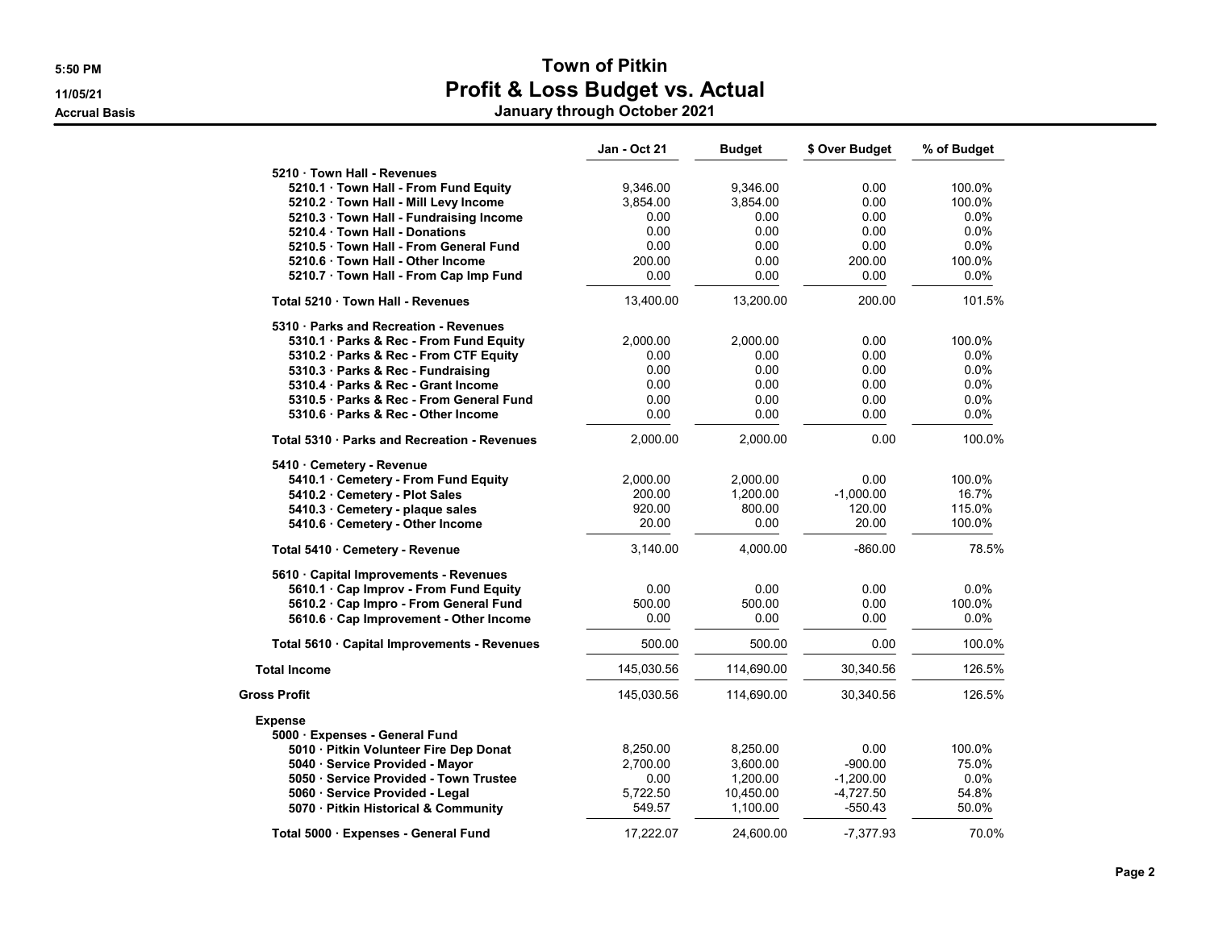# Town of Pitkin

## Profit & Loss Budget vs. Actual

### January through October 2021

5:50 PM
11/05/21
Accrual Basis

| | Jan - Oct 21 | Budget | $ Over Budget | % of Budget |
|---|---|---|---|---|
| 5210 · Town Hall - Revenues | | | | |
| 5210.1 · Town Hall - From Fund Equity | 9,346.00 | 9,346.00 | 0.00 | 100.0% |
| 5210.2 · Town Hall - Mill Levy Income | 3,854.00 | 3,854.00 | 0.00 | 100.0% |
| 5210.3 · Town Hall - Fundraising Income | 0.00 | 0.00 | 0.00 | 0.0% |
| 5210.4 · Town Hall - Donations | 0.00 | 0.00 | 0.00 | 0.0% |
| 5210.5 · Town Hall - From General Fund | 0.00 | 0.00 | 0.00 | 0.0% |
| 5210.6 · Town Hall - Other Income | 200.00 | 0.00 | 200.00 | 100.0% |
| 5210.7 · Town Hall - From Cap Imp Fund | 0.00 | 0.00 | 0.00 | 0.0% |
| Total 5210 · Town Hall - Revenues | 13,400.00 | 13,200.00 | 200.00 | 101.5% |
| 5310 · Parks and Recreation - Revenues | | | | |
| 5310.1 · Parks & Rec - From Fund Equity | 2,000.00 | 2,000.00 | 0.00 | 100.0% |
| 5310.2 · Parks & Rec - From CTF Equity | 0.00 | 0.00 | 0.00 | 0.0% |
| 5310.3 · Parks & Rec - Fundraising | 0.00 | 0.00 | 0.00 | 0.0% |
| 5310.4 · Parks & Rec - Grant Income | 0.00 | 0.00 | 0.00 | 0.0% |
| 5310.5 · Parks & Rec - From General Fund | 0.00 | 0.00 | 0.00 | 0.0% |
| 5310.6 · Parks & Rec - Other Income | 0.00 | 0.00 | 0.00 | 0.0% |
| Total 5310 · Parks and Recreation - Revenues | 2,000.00 | 2,000.00 | 0.00 | 100.0% |
| 5410 · Cemetery - Revenue | | | | |
| 5410.1 · Cemetery - From Fund Equity | 2,000.00 | 2,000.00 | 0.00 | 100.0% |
| 5410.2 · Cemetery - Plot Sales | 200.00 | 1,200.00 | -1,000.00 | 16.7% |
| 5410.3 · Cemetery - plaque sales | 920.00 | 800.00 | 120.00 | 115.0% |
| 5410.6 · Cemetery - Other Income | 20.00 | 0.00 | 20.00 | 100.0% |
| Total 5410 · Cemetery - Revenue | 3,140.00 | 4,000.00 | -860.00 | 78.5% |
| 5610 · Capital Improvements - Revenues | | | | |
| 5610.1 · Cap Improv - From Fund Equity | 0.00 | 0.00 | 0.00 | 0.0% |
| 5610.2 · Cap Impro - From General Fund | 500.00 | 500.00 | 0.00 | 100.0% |
| 5610.6 · Cap Improvement - Other Income | 0.00 | 0.00 | 0.00 | 0.0% |
| Total 5610 · Capital Improvements - Revenues | 500.00 | 500.00 | 0.00 | 100.0% |
| Total Income | 145,030.56 | 114,690.00 | 30,340.56 | 126.5% |
| Gross Profit | 145,030.56 | 114,690.00 | 30,340.56 | 126.5% |
| Expense | | | | |
| 5000 · Expenses - General Fund | | | | |
| 5010 · Pitkin Volunteer Fire Dep Donat | 8,250.00 | 8,250.00 | 0.00 | 100.0% |
| 5040 · Service Provided - Mayor | 2,700.00 | 3,600.00 | -900.00 | 75.0% |
| 5050 · Service Provided - Town Trustee | 0.00 | 1,200.00 | -1,200.00 | 0.0% |
| 5060 · Service Provided - Legal | 5,722.50 | 10,450.00 | -4,727.50 | 54.8% |
| 5070 · Pitkin Historical & Community | 549.57 | 1,100.00 | -550.43 | 50.0% |
| Total 5000 · Expenses - General Fund | 17,222.07 | 24,600.00 | -7,377.93 | 70.0% |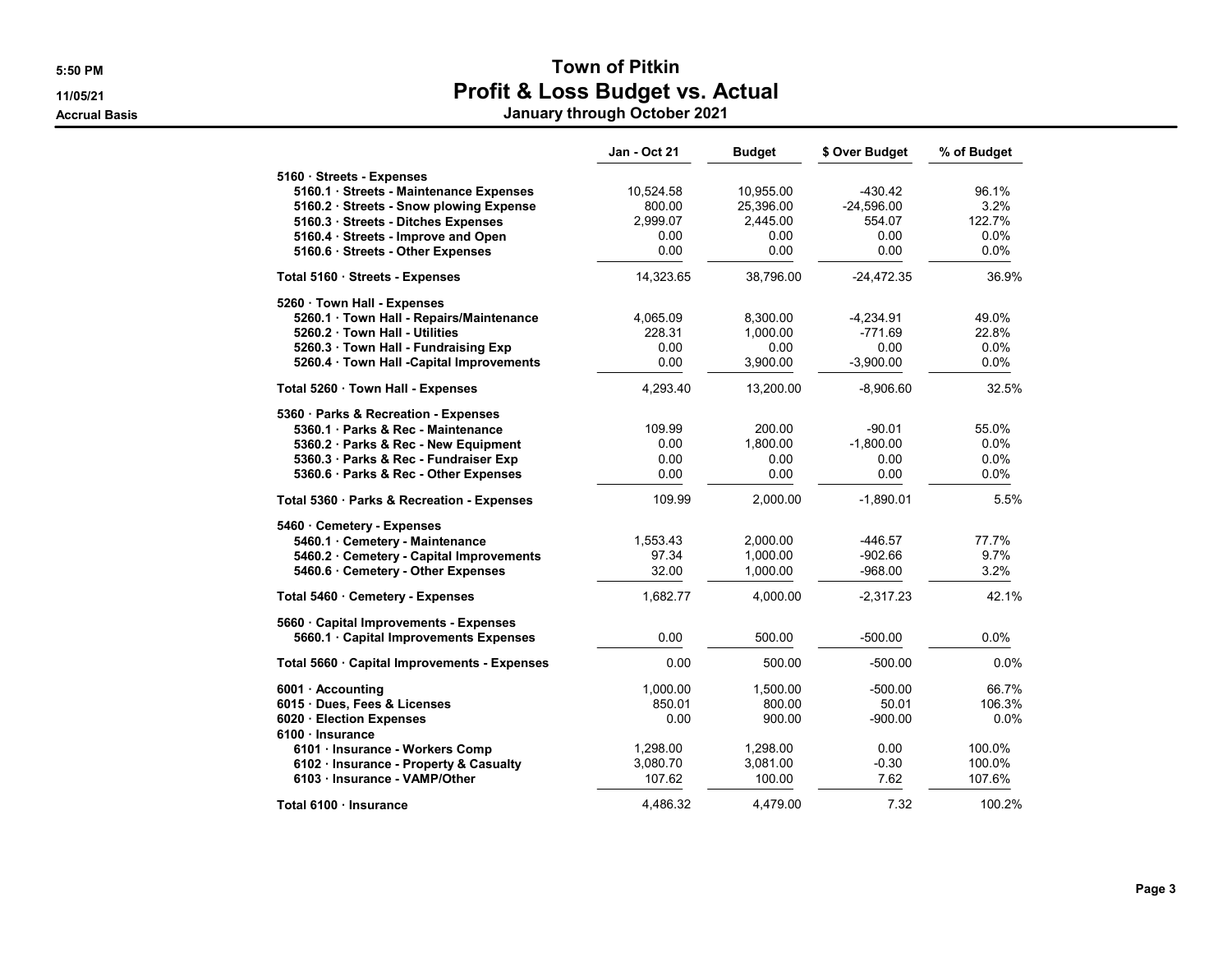# Town of Pitkin

## Profit & Loss Budget vs. Actual

### January through October 2021

5:50 PM
11/05/21
Accrual Basis

| | Jan - Oct 21 | Budget | $ Over Budget | % of Budget |
|---|---|---|---|---|
| **5160 · Streets - Expenses** | | | | |
| **5160.1 · Streets - Maintenance Expenses** | 10,524.58 | 10,955.00 | -430.42 | 96.1% |
| **5160.2 · Streets - Snow plowing Expense** | 800.00 | 25,396.00 | -24,596.00 | 3.2% |
| **5160.3 · Streets - Ditches Expenses** | 2,999.07 | 2,445.00 | 554.07 | 122.7% |
| **5160.4 · Streets - Improve and Open** | 0.00 | 0.00 | 0.00 | 0.0% |
| **5160.6 · Streets - Other Expenses** | 0.00 | 0.00 | 0.00 | 0.0% |
| **Total 5160 · Streets - Expenses** | 14,323.65 | 38,796.00 | -24,472.35 | 36.9% |
| **5260 · Town Hall - Expenses** | | | | |
| **5260.1 · Town Hall - Repairs/Maintenance** | 4,065.09 | 8,300.00 | -4,234.91 | 49.0% |
| **5260.2 · Town Hall - Utilities** | 228.31 | 1,000.00 | -771.69 | 22.8% |
| **5260.3 · Town Hall - Fundraising Exp** | 0.00 | 0.00 | 0.00 | 0.0% |
| **5260.4 · Town Hall -Capital Improvements** | 0.00 | 3,900.00 | -3,900.00 | 0.0% |
| **Total 5260 · Town Hall - Expenses** | 4,293.40 | 13,200.00 | -8,906.60 | 32.5% |
| **5360 · Parks & Recreation - Expenses** | | | | |
| **5360.1 · Parks & Rec - Maintenance** | 109.99 | 200.00 | -90.01 | 55.0% |
| **5360.2 · Parks & Rec - New Equipment** | 0.00 | 1,800.00 | -1,800.00 | 0.0% |
| **5360.3 · Parks & Rec - Fundraiser Exp** | 0.00 | 0.00 | 0.00 | 0.0% |
| **5360.6 · Parks & Rec - Other Expenses** | 0.00 | 0.00 | 0.00 | 0.0% |
| **Total 5360 · Parks & Recreation - Expenses** | 109.99 | 2,000.00 | -1,890.01 | 5.5% |
| **5460 · Cemetery - Expenses** | | | | |
| **5460.1 · Cemetery - Maintenance** | 1,553.43 | 2,000.00 | -446.57 | 77.7% |
| **5460.2 · Cemetery - Capital Improvements** | 97.34 | 1,000.00 | -902.66 | 9.7% |
| **5460.6 · Cemetery - Other Expenses** | 32.00 | 1,000.00 | -968.00 | 3.2% |
| **Total 5460 · Cemetery - Expenses** | 1,682.77 | 4,000.00 | -2,317.23 | 42.1% |
| **5660 · Capital Improvements - Expenses** | | | | |
| **5660.1 · Capital Improvements Expenses** | 0.00 | 500.00 | -500.00 | 0.0% |
| **Total 5660 · Capital Improvements - Expenses** | 0.00 | 500.00 | -500.00 | 0.0% |
| **6001 · Accounting** | 1,000.00 | 1,500.00 | -500.00 | 66.7% |
| **6015 · Dues, Fees & Licenses** | 850.01 | 800.00 | 50.01 | 106.3% |
| **6020 · Election Expenses** | 0.00 | 900.00 | -900.00 | 0.0% |
| **6100 · Insurance** | | | | |
| **6101 · Insurance - Workers Comp** | 1,298.00 | 1,298.00 | 0.00 | 100.0% |
| **6102 · Insurance - Property & Casualty** | 3,080.70 | 3,081.00 | -0.30 | 100.0% |
| **6103 · Insurance - VAMP/Other** | 107.62 | 100.00 | 7.62 | 107.6% |
| **Total 6100 · Insurance** | 4,486.32 | 4,479.00 | 7.32 | 100.2% |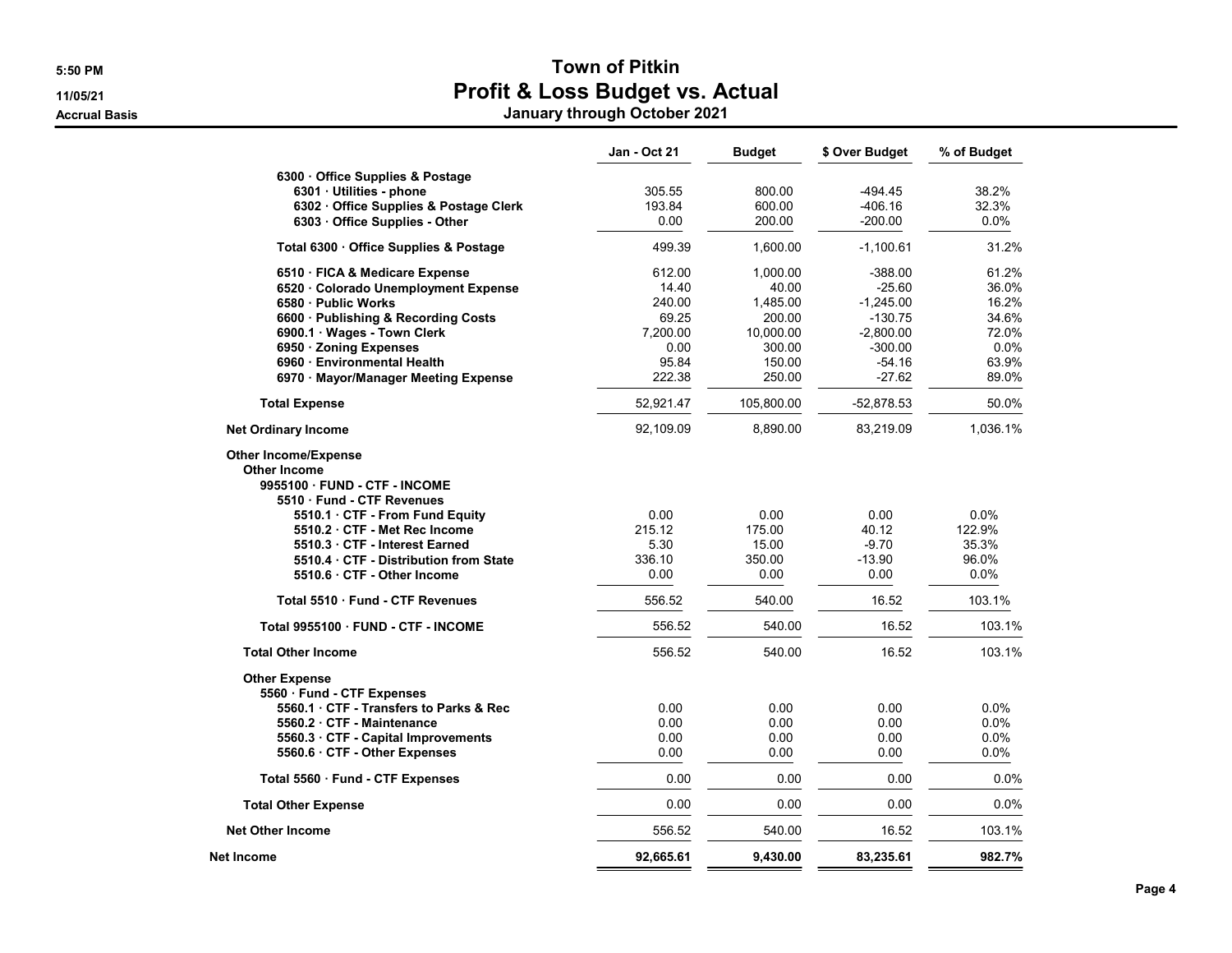# Town of Pitkin

## Profit & Loss Budget vs. Actual

### January through October 2021

5:50 PM
11/05/21
Accrual Basis

| | Jan - Oct 21 | Budget | $ Over Budget | % of Budget |
|---|---|---|---|---|
| 6300 · Office Supplies & Postage | | | | |
| 6301 · Utilities - phone | 305.55 | 800.00 | -494.45 | 38.2% |
| 6302 · Office Supplies & Postage Clerk | 193.84 | 600.00 | -406.16 | 32.3% |
| 6303 · Office Supplies - Other | 0.00 | 200.00 | -200.00 | 0.0% |
| Total 6300 · Office Supplies & Postage | 499.39 | 1,600.00 | -1,100.61 | 31.2% |
| 6510 · FICA & Medicare Expense | 612.00 | 1,000.00 | -388.00 | 61.2% |
| 6520 · Colorado Unemployment Expense | 14.40 | 40.00 | -25.60 | 36.0% |
| 6580 · Public Works | 240.00 | 1,485.00 | -1,245.00 | 16.2% |
| 6600 · Publishing & Recording Costs | 69.25 | 200.00 | -130.75 | 34.6% |
| 6900.1 · Wages - Town Clerk | 7,200.00 | 10,000.00 | -2,800.00 | 72.0% |
| 6950 · Zoning Expenses | 0.00 | 300.00 | -300.00 | 0.0% |
| 6960 · Environmental Health | 95.84 | 150.00 | -54.16 | 63.9% |
| 6970 · Mayor/Manager Meeting Expense | 222.38 | 250.00 | -27.62 | 89.0% |
| Total Expense | 52,921.47 | 105,800.00 | -52,878.53 | 50.0% |
| Net Ordinary Income | 92,109.09 | 8,890.00 | 83,219.09 | 1,036.1% |
| Other Income/Expense | | | | |
| Other Income | | | | |
| 9955100 · FUND - CTF - INCOME | | | | |
| 5510 · Fund - CTF Revenues | | | | |
| 5510.1 · CTF - From Fund Equity | 0.00 | 0.00 | 0.00 | 0.0% |
| 5510.2 · CTF - Met Rec Income | 215.12 | 175.00 | 40.12 | 122.9% |
| 5510.3 · CTF - Interest Earned | 5.30 | 15.00 | -9.70 | 35.3% |
| 5510.4 · CTF - Distribution from State | 336.10 | 350.00 | -13.90 | 96.0% |
| 5510.6 · CTF - Other Income | 0.00 | 0.00 | 0.00 | 0.0% |
| Total 5510 · Fund - CTF Revenues | 556.52 | 540.00 | 16.52 | 103.1% |
| Total 9955100 · FUND - CTF - INCOME | 556.52 | 540.00 | 16.52 | 103.1% |
| Total Other Income | 556.52 | 540.00 | 16.52 | 103.1% |
| Other Expense | | | | |
| 5560 · Fund - CTF Expenses | | | | |
| 5560.1 · CTF - Transfers to Parks & Rec | 0.00 | 0.00 | 0.00 | 0.0% |
| 5560.2 · CTF - Maintenance | 0.00 | 0.00 | 0.00 | 0.0% |
| 5560.3 · CTF - Capital Improvements | 0.00 | 0.00 | 0.00 | 0.0% |
| 5560.6 · CTF - Other Expenses | 0.00 | 0.00 | 0.00 | 0.0% |
| Total 5560 · Fund - CTF Expenses | 0.00 | 0.00 | 0.00 | 0.0% |
| Total Other Expense | 0.00 | 0.00 | 0.00 | 0.0% |
| Net Other Income | 556.52 | 540.00 | 16.52 | 103.1% |
| **Net Income** | **92,665.61** | **9,430.00** | **83,235.61** | **982.7%** |